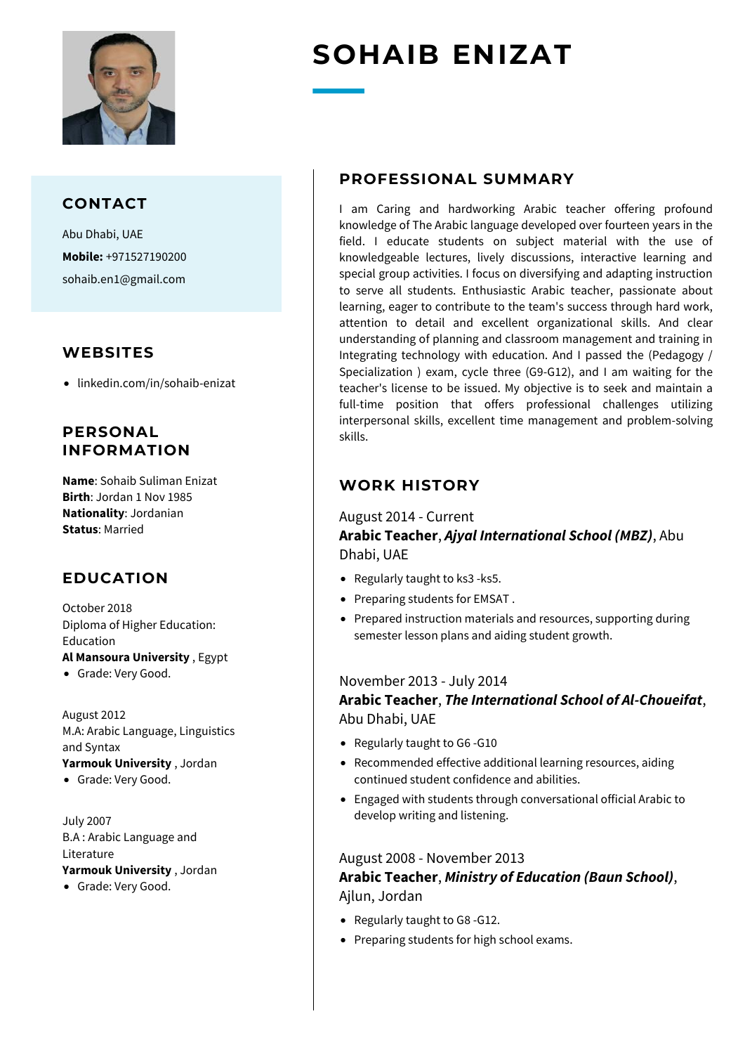# SOHAIB ENIZAT

## CONTACT

Abu Dhabi, UAE

**Mobile:** +971527190200

sohaib.en1@gmail.com

## WEBSITES

- linkedin.com/in/sohaib-enizat

## PERSONAL INFORMATION

**Name**: Sohaib Suliman Enizat
**Birth**: Jordan 1 Nov 1985
**Nationality**: Jordanian
**Status**: Married

## EDUCATION

October 2018
Diploma of Higher Education: Education
**Al Mansoura University** , Egypt

- Grade: Very Good.

August 2012
M.A: Arabic Language, Linguistics and Syntax
**Yarmouk University** , Jordan

- Grade: Very Good.

July 2007
B.A : Arabic Language and Literature
**Yarmouk University** , Jordan

- Grade: Very Good.

## PROFESSIONAL SUMMARY

I am Caring and hardworking Arabic teacher offering profound knowledge of The Arabic language developed over fourteen years in the field. I educate students on subject material with the use of knowledgeable lectures, lively discussions, interactive learning and special group activities. I focus on diversifying and adapting instruction to serve all students. Enthusiastic Arabic teacher, passionate about learning, eager to contribute to the team's success through hard work, attention to detail and excellent organizational skills. And clear understanding of planning and classroom management and training in Integrating technology with education. And I passed the (Pedagogy / Specialization ) exam, cycle three (G9-G12), and I am waiting for the teacher's license to be issued. My objective is to seek and maintain a full-time position that offers professional challenges utilizing interpersonal skills, excellent time management and problem-solving skills.

## WORK HISTORY

August 2014 - Current
**Arabic Teacher**, ***Ajyal International School (MBZ)***, Abu Dhabi, UAE

- Regularly taught to ks3 -ks5.
- Preparing students for EMSAT .
- Prepared instruction materials and resources, supporting during semester lesson plans and aiding student growth.

November 2013 - July 2014
**Arabic Teacher**, ***The International School of Al-Choueifat***, Abu Dhabi, UAE

- Regularly taught to G6 -G10
- Recommended effective additional learning resources, aiding continued student confidence and abilities.
- Engaged with students through conversational official Arabic to develop writing and listening.

August 2008 - November 2013
**Arabic Teacher**, ***Ministry of Education (Baun School)***, Ajlun, Jordan

- Regularly taught to G8 -G12.
- Preparing students for high school exams.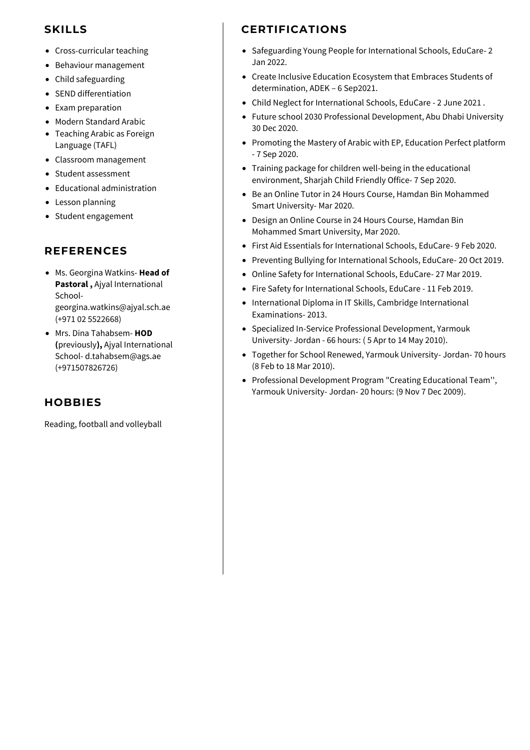## SKILLS

- Cross-curricular teaching
- Behaviour management
- Child safeguarding
- SEND differentiation
- Exam preparation
- Modern Standard Arabic
- Teaching Arabic as Foreign Language (TAFL)
- Classroom management
- Student assessment
- Educational administration
- Lesson planning
- Student engagement

## REFERENCES

- Ms. Georgina Watkins- **Head of Pastoral ,** Ajyal International School- georgina.watkins@ajyal.sch.ae (+971 02 5522668)
- Mrs. Dina Tahabsem- **HOD (**previously**),** Ajyal International School- d.tahabsem@ags.ae (+971507826726)

## HOBBIES

Reading, football and volleyball

## CERTIFICATIONS

- Safeguarding Young People for International Schools, EduCare- 2 Jan 2022.
- Create Inclusive Education Ecosystem that Embraces Students of determination, ADEK – 6 Sep2021.
- Child Neglect for International Schools, EduCare - 2 June 2021 .
- Future school 2030 Professional Development, Abu Dhabi University 30 Dec 2020.
- Promoting the Mastery of Arabic with EP, Education Perfect platform - 7 Sep 2020.
- Training package for children well-being in the educational environment, Sharjah Child Friendly Office- 7 Sep 2020.
- Be an Online Tutor in 24 Hours Course, Hamdan Bin Mohammed Smart University- Mar 2020.
- Design an Online Course in 24 Hours Course, Hamdan Bin Mohammed Smart University, Mar 2020.
- First Aid Essentials for International Schools, EduCare- 9 Feb 2020.
- Preventing Bullying for International Schools, EduCare- 20 Oct 2019.
- Online Safety for International Schools, EduCare- 27 Mar 2019.
- Fire Safety for International Schools, EduCare - 11 Feb 2019.
- International Diploma in IT Skills, Cambridge International Examinations- 2013.
- Specialized In-Service Professional Development, Yarmouk University- Jordan - 66 hours: ( 5 Apr to 14 May 2010).
- Together for School Renewed, Yarmouk University- Jordan- 70 hours (8 Feb to 18 Mar 2010).
- Professional Development Program "Creating Educational Team'', Yarmouk University- Jordan- 20 hours: (9 Nov 7 Dec 2009).